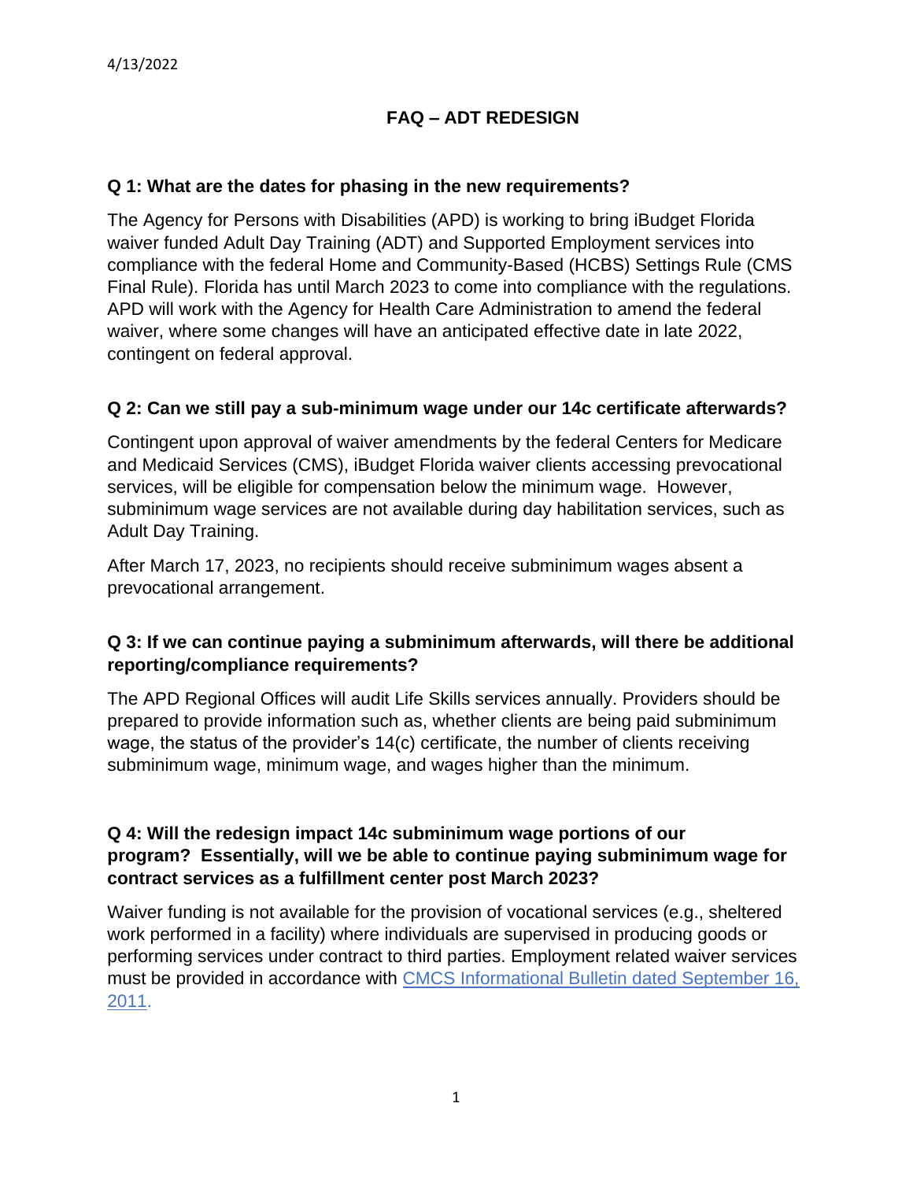4/13/2022

# FAQ – ADT REDESIGN

**Q 1: What are the dates for phasing in the new requirements?**

The Agency for Persons with Disabilities (APD) is working to bring iBudget Florida waiver funded Adult Day Training (ADT) and Supported Employment services into compliance with the federal Home and Community-Based (HCBS) Settings Rule (CMS Final Rule). Florida has until March 2023 to come into compliance with the regulations. APD will work with the Agency for Health Care Administration to amend the federal waiver, where some changes will have an anticipated effective date in late 2022, contingent on federal approval.

**Q 2: Can we still pay a sub-minimum wage under our 14c certificate afterwards?**

Contingent upon approval of waiver amendments by the federal Centers for Medicare and Medicaid Services (CMS), iBudget Florida waiver clients accessing prevocational services, will be eligible for compensation below the minimum wage. However, subminimum wage services are not available during day habilitation services, such as Adult Day Training.

After March 17, 2023, no recipients should receive subminimum wages absent a prevocational arrangement.

**Q 3: If we can continue paying a subminimum afterwards, will there be additional reporting/compliance requirements?**

The APD Regional Offices will audit Life Skills services annually. Providers should be prepared to provide information such as, whether clients are being paid subminimum wage, the status of the provider's 14(c) certificate, the number of clients receiving subminimum wage, minimum wage, and wages higher than the minimum.

**Q 4: Will the redesign impact 14c subminimum wage portions of our program? Essentially, will we be able to continue paying subminimum wage for contract services as a fulfillment center post March 2023?**

Waiver funding is not available for the provision of vocational services (e.g., sheltered work performed in a facility) where individuals are supervised in producing goods or performing services under contract to third parties. Employment related waiver services must be provided in accordance with [CMCS Informational Bulletin dated September 16, 2011]().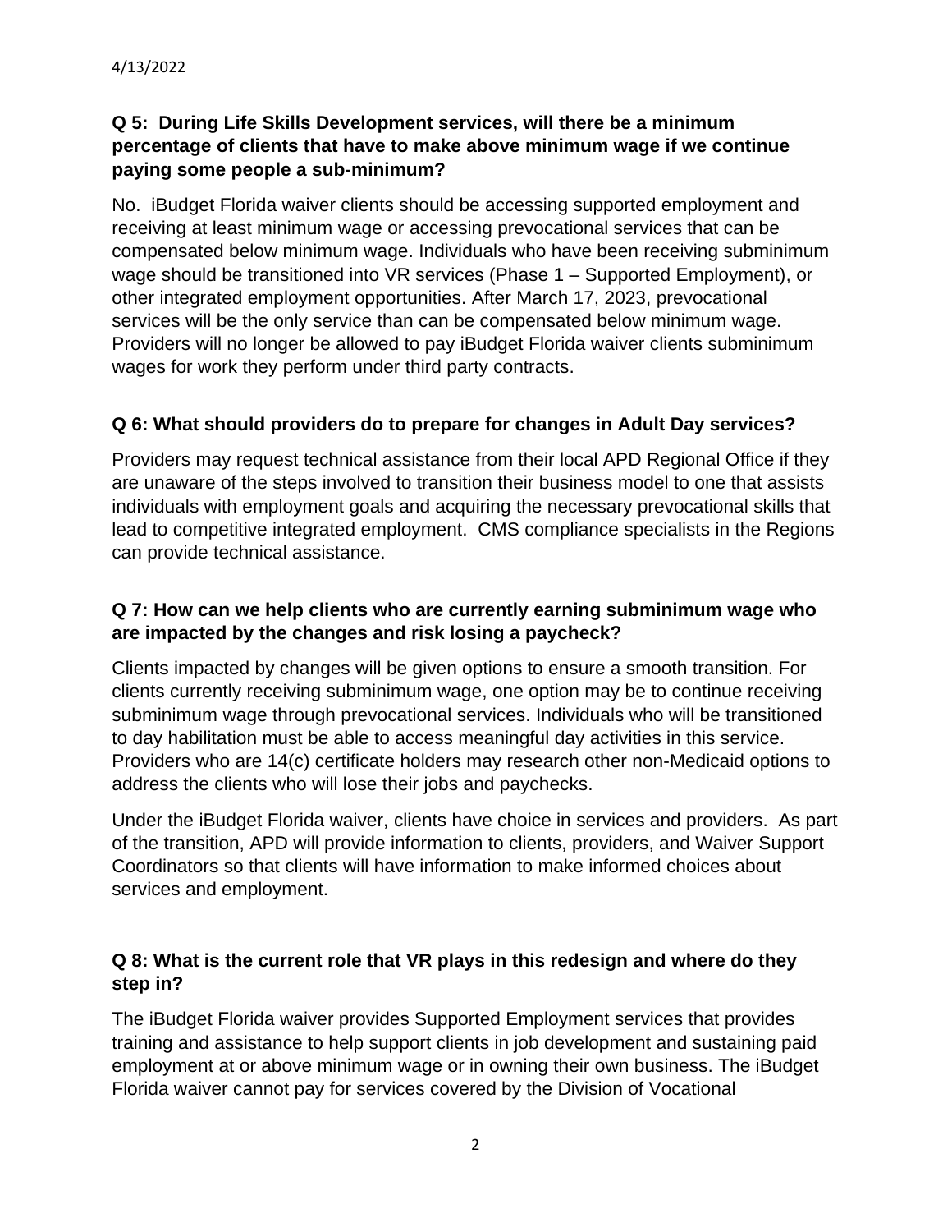### Q 5: During Life Skills Development services, will there be a minimum percentage of clients that have to make above minimum wage if we continue paying some people a sub-minimum?

No. iBudget Florida waiver clients should be accessing supported employment and receiving at least minimum wage or accessing prevocational services that can be compensated below minimum wage. Individuals who have been receiving subminimum wage should be transitioned into VR services (Phase 1 – Supported Employment), or other integrated employment opportunities. After March 17, 2023, prevocational services will be the only service than can be compensated below minimum wage. Providers will no longer be allowed to pay iBudget Florida waiver clients subminimum wages for work they perform under third party contracts.

### Q 6: What should providers do to prepare for changes in Adult Day services?

Providers may request technical assistance from their local APD Regional Office if they are unaware of the steps involved to transition their business model to one that assists individuals with employment goals and acquiring the necessary prevocational skills that lead to competitive integrated employment. CMS compliance specialists in the Regions can provide technical assistance.

### Q 7: How can we help clients who are currently earning subminimum wage who are impacted by the changes and risk losing a paycheck?

Clients impacted by changes will be given options to ensure a smooth transition. For clients currently receiving subminimum wage, one option may be to continue receiving subminimum wage through prevocational services. Individuals who will be transitioned to day habilitation must be able to access meaningful day activities in this service. Providers who are 14(c) certificate holders may research other non-Medicaid options to address the clients who will lose their jobs and paychecks.

Under the iBudget Florida waiver, clients have choice in services and providers. As part of the transition, APD will provide information to clients, providers, and Waiver Support Coordinators so that clients will have information to make informed choices about services and employment.

### Q 8: What is the current role that VR plays in this redesign and where do they step in?

The iBudget Florida waiver provides Supported Employment services that provides training and assistance to help support clients in job development and sustaining paid employment at or above minimum wage or in owning their own business. The iBudget Florida waiver cannot pay for services covered by the Division of Vocational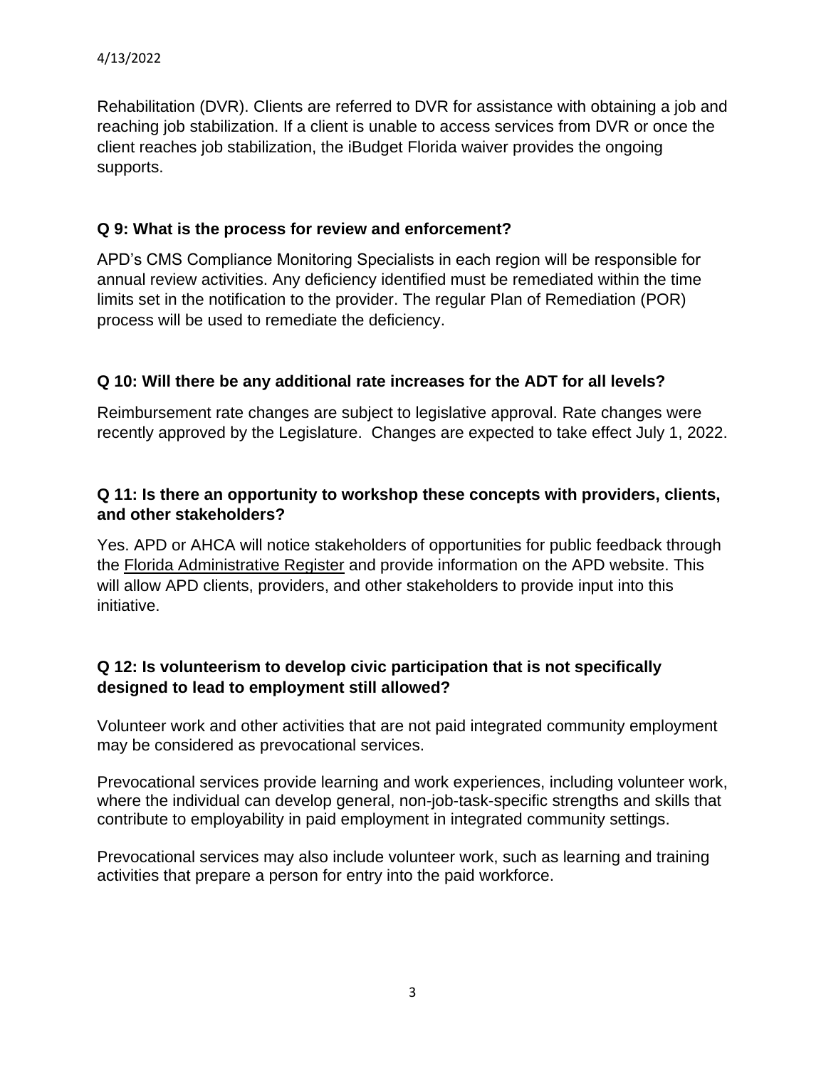Rehabilitation (DVR). Clients are referred to DVR for assistance with obtaining a job and reaching job stabilization. If a client is unable to access services from DVR or once the client reaches job stabilization, the iBudget Florida waiver provides the ongoing supports.

**Q 9: What is the process for review and enforcement?**

APD's CMS Compliance Monitoring Specialists in each region will be responsible for annual review activities. Any deficiency identified must be remediated within the time limits set in the notification to the provider. The regular Plan of Remediation (POR) process will be used to remediate the deficiency.

**Q 10: Will there be any additional rate increases for the ADT for all levels?**

Reimbursement rate changes are subject to legislative approval. Rate changes were recently approved by the Legislature. Changes are expected to take effect July 1, 2022.

**Q 11: Is there an opportunity to workshop these concepts with providers, clients, and other stakeholders?**

Yes. APD or AHCA will notice stakeholders of opportunities for public feedback through the Florida Administrative Register and provide information on the APD website. This will allow APD clients, providers, and other stakeholders to provide input into this initiative.

**Q 12: Is volunteerism to develop civic participation that is not specifically designed to lead to employment still allowed?**

Volunteer work and other activities that are not paid integrated community employment may be considered as prevocational services.

Prevocational services provide learning and work experiences, including volunteer work, where the individual can develop general, non-job-task-specific strengths and skills that contribute to employability in paid employment in integrated community settings.

Prevocational services may also include volunteer work, such as learning and training activities that prepare a person for entry into the paid workforce.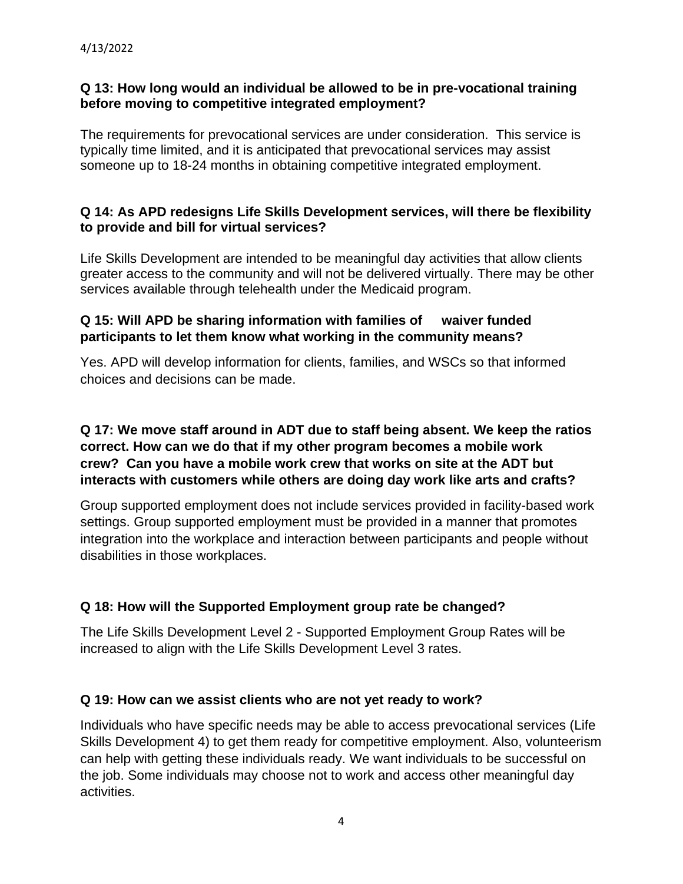4/13/2022

**Q 13: How long would an individual be allowed to be in pre-vocational training before moving to competitive integrated employment?**

The requirements for prevocational services are under consideration. This service is typically time limited, and it is anticipated that prevocational services may assist someone up to 18-24 months in obtaining competitive integrated employment.

**Q 14: As APD redesigns Life Skills Development services, will there be flexibility to provide and bill for virtual services?**

Life Skills Development are intended to be meaningful day activities that allow clients greater access to the community and will not be delivered virtually. There may be other services available through telehealth under the Medicaid program.

**Q 15: Will APD be sharing information with families of waiver funded participants to let them know what working in the community means?**

Yes. APD will develop information for clients, families, and WSCs so that informed choices and decisions can be made.

**Q 17: We move staff around in ADT due to staff being absent. We keep the ratios correct. How can we do that if my other program becomes a mobile work crew? Can you have a mobile work crew that works on site at the ADT but interacts with customers while others are doing day work like arts and crafts?**

Group supported employment does not include services provided in facility-based work settings. Group supported employment must be provided in a manner that promotes integration into the workplace and interaction between participants and people without disabilities in those workplaces.

**Q 18: How will the Supported Employment group rate be changed?**

The Life Skills Development Level 2 - Supported Employment Group Rates will be increased to align with the Life Skills Development Level 3 rates.

**Q 19: How can we assist clients who are not yet ready to work?**

Individuals who have specific needs may be able to access prevocational services (Life Skills Development 4) to get them ready for competitive employment. Also, volunteerism can help with getting these individuals ready. We want individuals to be successful on the job. Some individuals may choose not to work and access other meaningful day activities.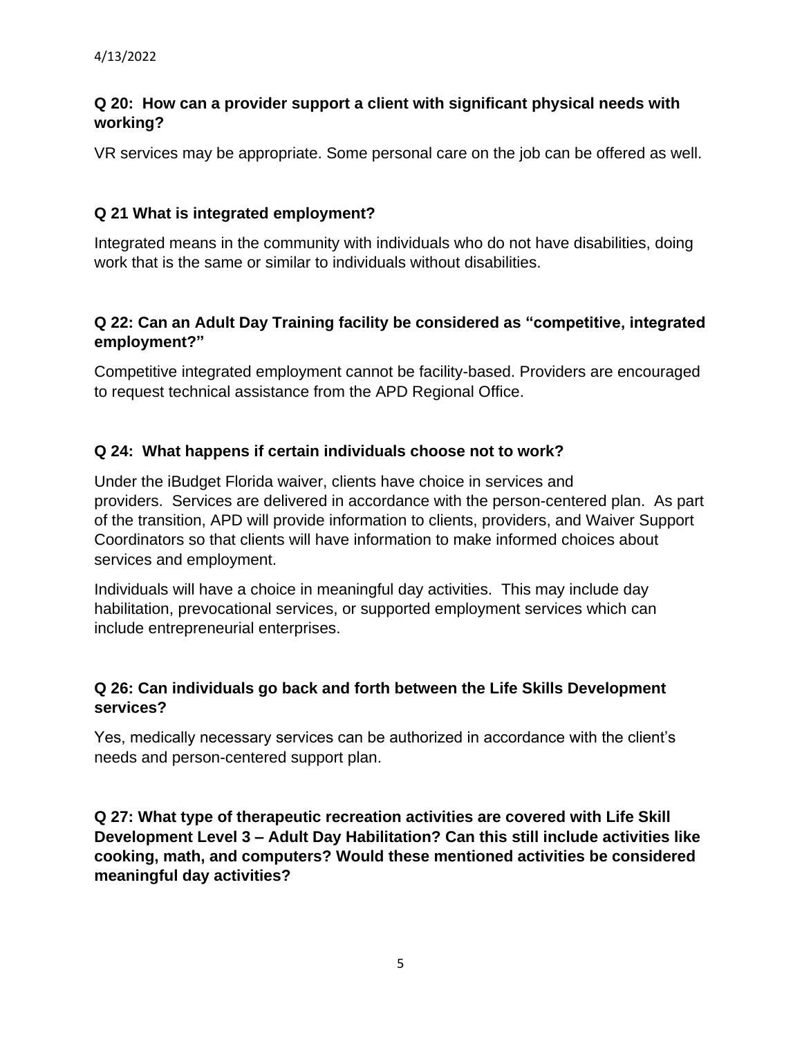### Q 20: How can a provider support a client with significant physical needs with working?

VR services may be appropriate. Some personal care on the job can be offered as well.

### Q 21 What is integrated employment?

Integrated means in the community with individuals who do not have disabilities, doing work that is the same or similar to individuals without disabilities.

### Q 22: Can an Adult Day Training facility be considered as "competitive, integrated employment?"

Competitive integrated employment cannot be facility-based. Providers are encouraged to request technical assistance from the APD Regional Office.

### Q 24: What happens if certain individuals choose not to work?

Under the iBudget Florida waiver, clients have choice in services and providers. Services are delivered in accordance with the person-centered plan. As part of the transition, APD will provide information to clients, providers, and Waiver Support Coordinators so that clients will have information to make informed choices about services and employment.

Individuals will have a choice in meaningful day activities. This may include day habilitation, prevocational services, or supported employment services which can include entrepreneurial enterprises.

### Q 26: Can individuals go back and forth between the Life Skills Development services?

Yes, medically necessary services can be authorized in accordance with the client's needs and person-centered support plan.

### Q 27: What type of therapeutic recreation activities are covered with Life Skill Development Level 3 – Adult Day Habilitation? Can this still include activities like cooking, math, and computers? Would these mentioned activities be considered meaningful day activities?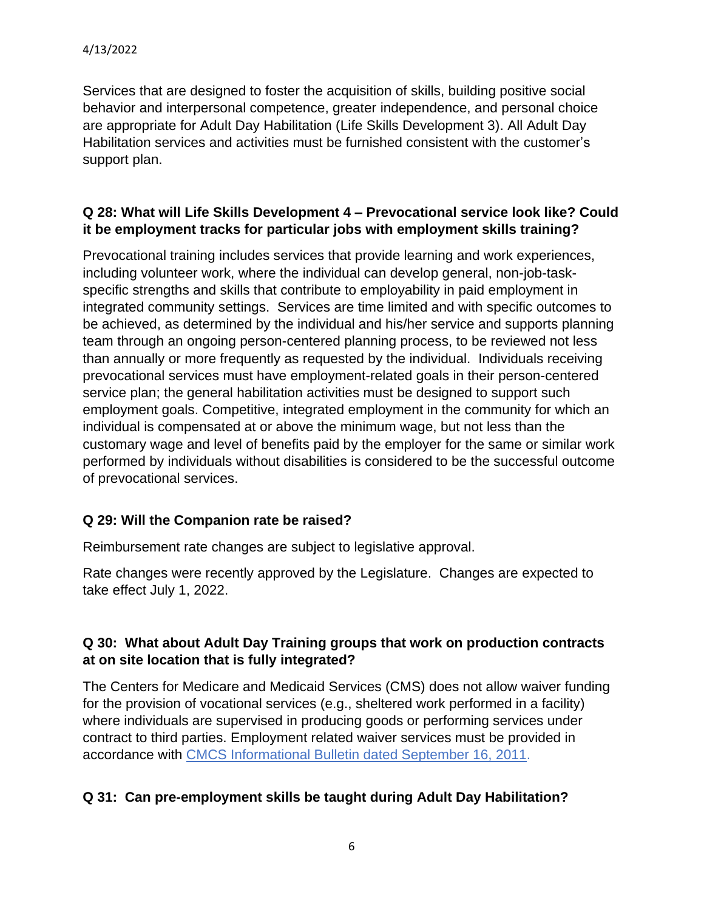Services that are designed to foster the acquisition of skills, building positive social behavior and interpersonal competence, greater independence, and personal choice are appropriate for Adult Day Habilitation (Life Skills Development 3). All Adult Day Habilitation services and activities must be furnished consistent with the customer's support plan.

**Q 28: What will Life Skills Development 4 – Prevocational service look like? Could it be employment tracks for particular jobs with employment skills training?**

Prevocational training includes services that provide learning and work experiences, including volunteer work, where the individual can develop general, non-job-task-specific strengths and skills that contribute to employability in paid employment in integrated community settings. Services are time limited and with specific outcomes to be achieved, as determined by the individual and his/her service and supports planning team through an ongoing person-centered planning process, to be reviewed not less than annually or more frequently as requested by the individual. Individuals receiving prevocational services must have employment-related goals in their person-centered service plan; the general habilitation activities must be designed to support such employment goals. Competitive, integrated employment in the community for which an individual is compensated at or above the minimum wage, but not less than the customary wage and level of benefits paid by the employer for the same or similar work performed by individuals without disabilities is considered to be the successful outcome of prevocational services.

**Q 29: Will the Companion rate be raised?**

Reimbursement rate changes are subject to legislative approval.

Rate changes were recently approved by the Legislature. Changes are expected to take effect July 1, 2022.

**Q 30: What about Adult Day Training groups that work on production contracts at on site location that is fully integrated?**

The Centers for Medicare and Medicaid Services (CMS) does not allow waiver funding for the provision of vocational services (e.g., sheltered work performed in a facility) where individuals are supervised in producing goods or performing services under contract to third parties. Employment related waiver services must be provided in accordance with CMCS Informational Bulletin dated September 16, 2011.

**Q 31: Can pre-employment skills be taught during Adult Day Habilitation?**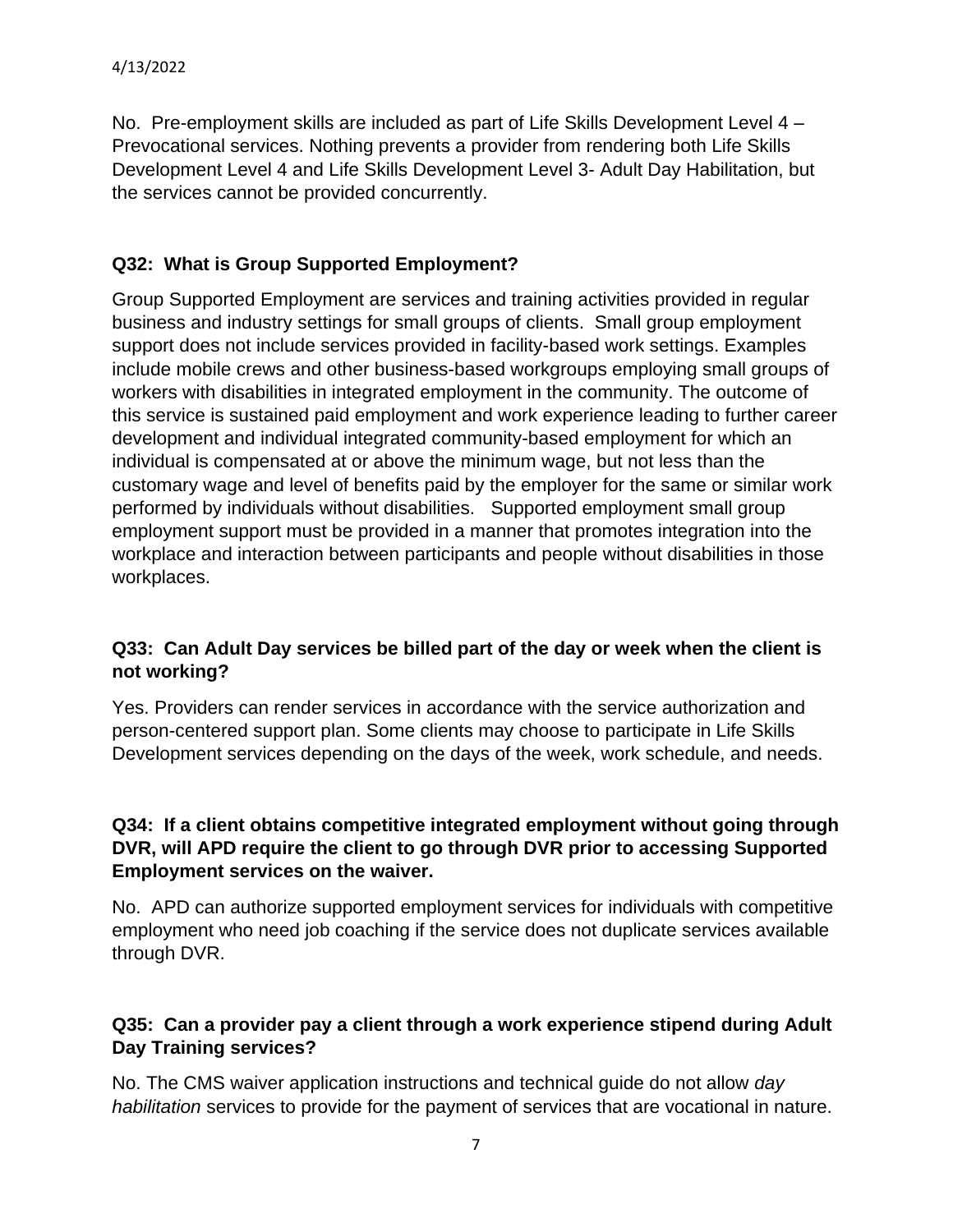No. Pre-employment skills are included as part of Life Skills Development Level 4 – Prevocational services. Nothing prevents a provider from rendering both Life Skills Development Level 4 and Life Skills Development Level 3- Adult Day Habilitation, but the services cannot be provided concurrently.

**Q32: What is Group Supported Employment?**

Group Supported Employment are services and training activities provided in regular business and industry settings for small groups of clients. Small group employment support does not include services provided in facility-based work settings. Examples include mobile crews and other business-based workgroups employing small groups of workers with disabilities in integrated employment in the community. The outcome of this service is sustained paid employment and work experience leading to further career development and individual integrated community-based employment for which an individual is compensated at or above the minimum wage, but not less than the customary wage and level of benefits paid by the employer for the same or similar work performed by individuals without disabilities. Supported employment small group employment support must be provided in a manner that promotes integration into the workplace and interaction between participants and people without disabilities in those workplaces.

**Q33: Can Adult Day services be billed part of the day or week when the client is not working?**

Yes. Providers can render services in accordance with the service authorization and person-centered support plan. Some clients may choose to participate in Life Skills Development services depending on the days of the week, work schedule, and needs.

**Q34: If a client obtains competitive integrated employment without going through DVR, will APD require the client to go through DVR prior to accessing Supported Employment services on the waiver.**

No. APD can authorize supported employment services for individuals with competitive employment who need job coaching if the service does not duplicate services available through DVR.

**Q35: Can a provider pay a client through a work experience stipend during Adult Day Training services?**

No. The CMS waiver application instructions and technical guide do not allow *day habilitation* services to provide for the payment of services that are vocational in nature.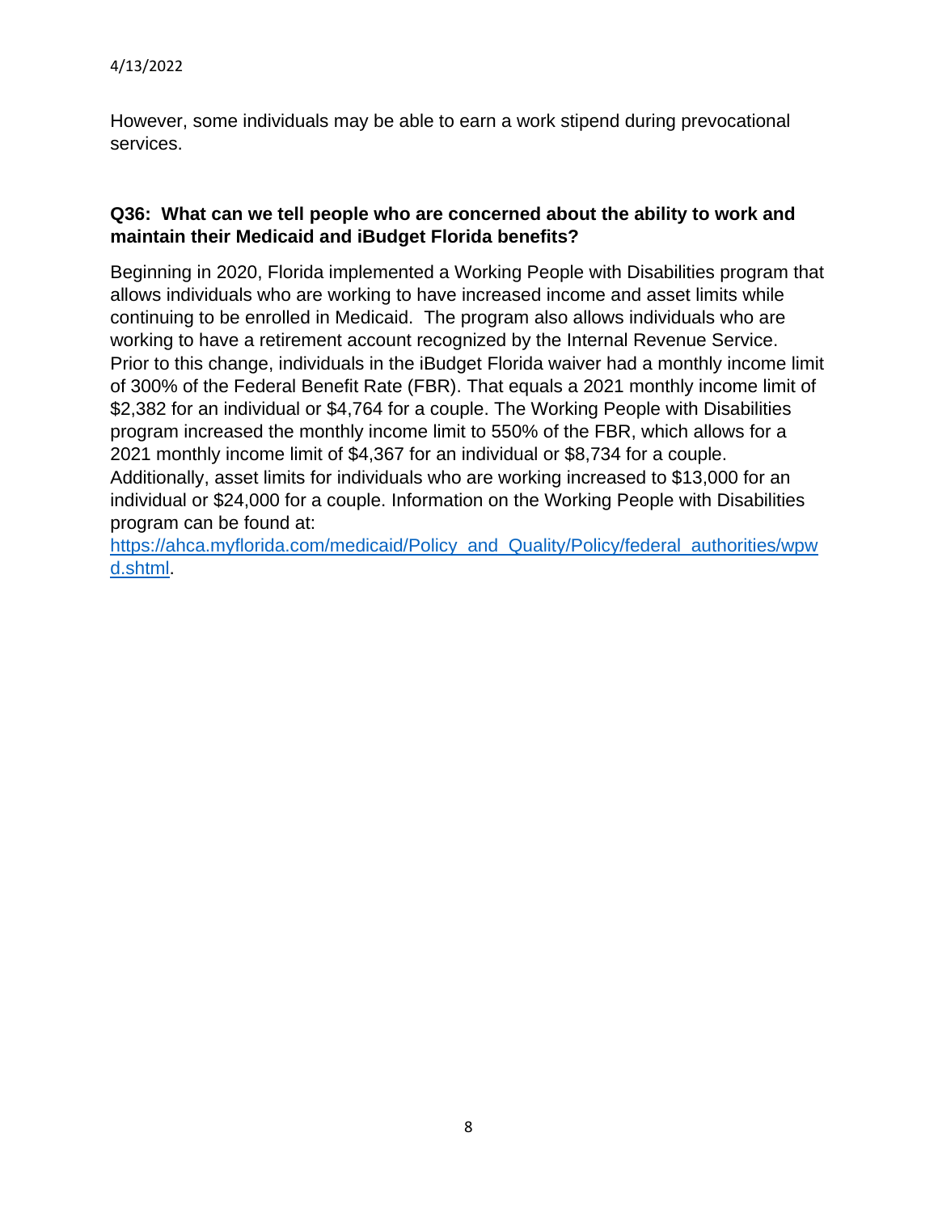However, some individuals may be able to earn a work stipend during prevocational services.

**Q36: What can we tell people who are concerned about the ability to work and maintain their Medicaid and iBudget Florida benefits?**

Beginning in 2020, Florida implemented a Working People with Disabilities program that allows individuals who are working to have increased income and asset limits while continuing to be enrolled in Medicaid. The program also allows individuals who are working to have a retirement account recognized by the Internal Revenue Service. Prior to this change, individuals in the iBudget Florida waiver had a monthly income limit of 300% of the Federal Benefit Rate (FBR). That equals a 2021 monthly income limit of $2,382 for an individual or $4,764 for a couple. The Working People with Disabilities program increased the monthly income limit to 550% of the FBR, which allows for a 2021 monthly income limit of $4,367 for an individual or $8,734 for a couple. Additionally, asset limits for individuals who are working increased to $13,000 for an individual or $24,000 for a couple. Information on the Working People with Disabilities program can be found at: [https://ahca.myflorida.com/medicaid/Policy_and_Quality/Policy/federal_authorities/wpwd.shtml](https://ahca.myflorida.com/medicaid/Policy_and_Quality/Policy/federal_authorities/wpwd.shtml).